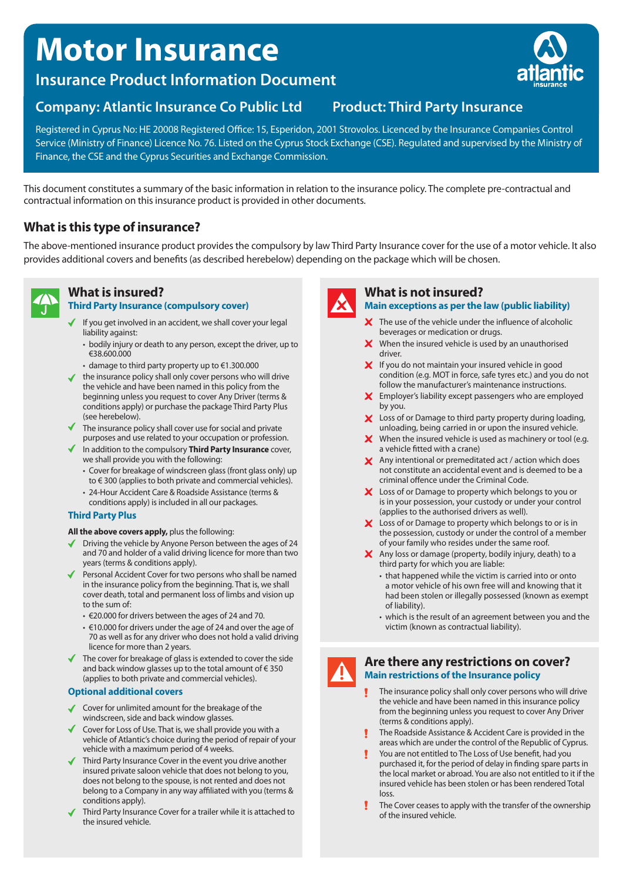# Motor Insurance

## Insurance Product Information Document

**Company: Atlantic Insurance Co Public Ltd** **Product: Third Party Insurance**

Registered in Cyprus No: HE 20008 Registered Office: 15, Esperidon, 2001 Strovolos. Licenced by the Insurance Companies Control Service (Ministry of Finance) Licence No. 76. Listed on the Cyprus Stock Exchange (CSE). Regulated and supervised by the Ministry of Finance, the CSE and the Cyprus Securities and Exchange Commission.

This document constitutes a summary of the basic information in relation to the insurance policy. The complete pre-contractual and contractual information on this insurance product is provided in other documents.

## What is this type of insurance?

The above-mentioned insurance product provides the compulsory by law Third Party Insurance cover for the use of a motor vehicle. It also provides additional covers and benefits (as described herebelow) depending on the package which will be chosen.

## What is insured?

### Third Party Insurance (compulsory cover)

- ✓ If you get involved in an accident, we shall cover your legal liability against:
  - bodily injury or death to any person, except the driver, up to €38.600.000
  - damage to third party property up to €1.300.000
- ✓ the insurance policy shall only cover persons who will drive the vehicle and have been named in this policy from the beginning unless you request to cover Any Driver (terms & conditions apply) or purchase the package Third Party Plus (see herebelow).
- ✓ The insurance policy shall cover use for social and private purposes and use related to your occupation or profession.
- ✓ In addition to the compulsory **Third Party Insurance** cover, we shall provide you with the following:
  - Cover for breakage of windscreen glass (front glass only) up to € 300 (applies to both private and commercial vehicles).
  - 24-Hour Accident Care & Roadside Assistance (terms & conditions apply) is included in all our packages.

### Third Party Plus

**All the above covers apply,** plus the following:

- ✓ Driving the vehicle by Anyone Person between the ages of 24 and 70 and holder of a valid driving licence for more than two years (terms & conditions apply).
- ✓ Personal Accident Cover for two persons who shall be named in the insurance policy from the beginning. That is, we shall cover death, total and permanent loss of limbs and vision up to the sum of:
  - €20.000 for drivers between the ages of 24 and 70.
  - €10.000 for drivers under the age of 24 and over the age of 70 as well as for any driver who does not hold a valid driving licence for more than 2 years.
- ✓ The cover for breakage of glass is extended to cover the side and back window glasses up to the total amount of € 350 (applies to both private and commercial vehicles).

### Optional additional covers

- ✓ Cover for unlimited amount for the breakage of the windscreen, side and back window glasses.
- ✓ Cover for Loss of Use. That is, we shall provide you with a vehicle of Atlantic's choice during the period of repair of your vehicle with a maximum period of 4 weeks.
- ✓ Third Party Insurance Cover in the event you drive another insured private saloon vehicle that does not belong to you, does not belong to the spouse, is not rented and does not belong to a Company in any way affiliated with you (terms & conditions apply).
- ✓ Third Party Insurance Cover for a trailer while it is attached to the insured vehicle.

## What is not insured?

### Main exceptions as per the law (public liability)

- ✗ The use of the vehicle under the influence of alcoholic beverages or medication or drugs.
- ✗ When the insured vehicle is used by an unauthorised driver.
- ✗ If you do not maintain your insured vehicle in good condition (e.g. MOT in force, safe tyres etc.) and you do not follow the manufacturer's maintenance instructions.
- ✗ Employer's liability except passengers who are employed by you.
- ✗ Loss of or Damage to third party property during loading, unloading, being carried in or upon the insured vehicle.
- ✗ When the insured vehicle is used as machinery or tool (e.g. a vehicle fitted with a crane)
- ✗ Any intentional or premeditated act / action which does not constitute an accidental event and is deemed to be a criminal offence under the Criminal Code.
- ✗ Loss of or Damage to property which belongs to you or is in your possession, your custody or under your control (applies to the authorised drivers as well).
- ✗ Loss of or Damage to property which belongs to or is in the possession, custody or under the control of a member of your family who resides under the same roof.
- ✗ Any loss or damage (property, bodily injury, death) to a third party for which you are liable:
  - that happened while the victim is carried into or onto a motor vehicle of his own free will and knowing that it had been stolen or illegally possessed (known as exempt of liability).
  - which is the result of an agreement between you and the victim (known as contractual liability).

## Are there any restrictions on cover?

### Main restrictions of the Insurance policy

- ! The insurance policy shall only cover persons who will drive the vehicle and have been named in this insurance policy from the beginning unless you request to cover Any Driver (terms & conditions apply).
- ! The Roadside Assistance & Accident Care is provided in the areas which are under the control of the Republic of Cyprus.
- ! You are not entitled to The Loss of Use benefit, had you purchased it, for the period of delay in finding spare parts in the local market or abroad. You are also not entitled to it if the insured vehicle has been stolen or has been rendered Total loss.
- ! The Cover ceases to apply with the transfer of the ownership of the insured vehicle.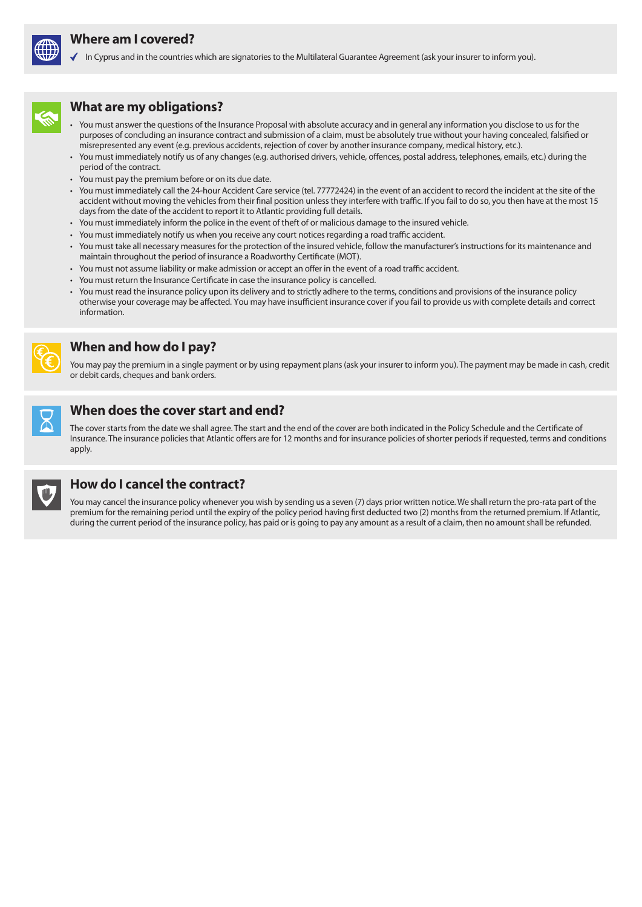## Where am I covered?

✓ In Cyprus and in the countries which are signatories to the Multilateral Guarantee Agreement (ask your insurer to inform you).

## What are my obligations?

- You must answer the questions of the Insurance Proposal with absolute accuracy and in general any information you disclose to us for the purposes of concluding an insurance contract and submission of a claim, must be absolutely true without your having concealed, falsified or misrepresented any event (e.g. previous accidents, rejection of cover by another insurance company, medical history, etc.).
- You must immediately notify us of any changes (e.g. authorised drivers, vehicle, offences, postal address, telephones, emails, etc.) during the period of the contract.
- You must pay the premium before or on its due date.
- You must immediately call the 24-hour Accident Care service (tel. 77772424) in the event of an accident to record the incident at the site of the accident without moving the vehicles from their final position unless they interfere with traffic. If you fail to do so, you then have at the most 15 days from the date of the accident to report it to Atlantic providing full details.
- You must immediately inform the police in the event of theft of or malicious damage to the insured vehicle.
- You must immediately notify us when you receive any court notices regarding a road traffic accident.
- You must take all necessary measures for the protection of the insured vehicle, follow the manufacturer's instructions for its maintenance and maintain throughout the period of insurance a Roadworthy Certificate (MOT).
- You must not assume liability or make admission or accept an offer in the event of a road traffic accident.
- You must return the Insurance Certificate in case the insurance policy is cancelled.
- You must read the insurance policy upon its delivery and to strictly adhere to the terms, conditions and provisions of the insurance policy otherwise your coverage may be affected. You may have insufficient insurance cover if you fail to provide us with complete details and correct information.

## When and how do I pay?

You may pay the premium in a single payment or by using repayment plans (ask your insurer to inform you). The payment may be made in cash, credit or debit cards, cheques and bank orders.

## When does the cover start and end?

The cover starts from the date we shall agree. The start and the end of the cover are both indicated in the Policy Schedule and the Certificate of Insurance. The insurance policies that Atlantic offers are for 12 months and for insurance policies of shorter periods if requested, terms and conditions apply.

## How do I cancel the contract?

You may cancel the insurance policy whenever you wish by sending us a seven (7) days prior written notice. We shall return the pro-rata part of the premium for the remaining period until the expiry of the policy period having first deducted two (2) months from the returned premium. If Atlantic, during the current period of the insurance policy, has paid or is going to pay any amount as a result of a claim, then no amount shall be refunded.